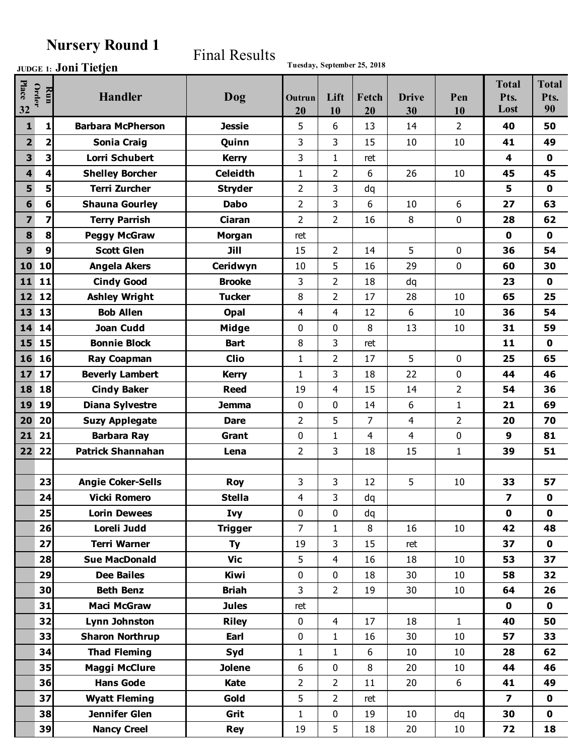# Nursery Round 1

Final Results

**JUDGE 1: Joni Tietjen**

Tuesday, September 25, 2018

| Place 32 | Run Order | Handler | Dog | Outrun 20 | Lift 10 | Fetch 20 | Drive 30 | Pen 10 | Total Pts. Lost | Total Pts. 90 |
|---|---|---|---|---|---|---|---|---|---|---|
| 1 | 1 | Barbara McPherson | Jessie | 5 | 6 | 13 | 14 | 2 | 40 | 50 |
| 2 | 2 | Sonia Craig | Quinn | 3 | 3 | 15 | 10 | 10 | 41 | 49 |
| 3 | 3 | Lorri Schubert | Kerry | 3 | 1 | ret | | | 4 | 0 |
| 4 | 4 | Shelley Borcher | Celeidth | 1 | 2 | 6 | 26 | 10 | 45 | 45 |
| 5 | 5 | Terri Zurcher | Stryder | 2 | 3 | dq | | | 5 | 0 |
| 6 | 6 | Shauna Gourley | Dabo | 2 | 3 | 6 | 10 | 6 | 27 | 63 |
| 7 | 7 | Terry Parrish | Ciaran | 2 | 2 | 16 | 8 | 0 | 28 | 62 |
| 8 | 8 | Peggy McGraw | Morgan | ret | | | | | 0 | 0 |
| 9 | 9 | Scott Glen | Jill | 15 | 2 | 14 | 5 | 0 | 36 | 54 |
| 10 | 10 | Angela Akers | Ceridwyn | 10 | 5 | 16 | 29 | 0 | 60 | 30 |
| 11 | 11 | Cindy Good | Brooke | 3 | 2 | 18 | dq | | 23 | 0 |
| 12 | 12 | Ashley Wright | Tucker | 8 | 2 | 17 | 28 | 10 | 65 | 25 |
| 13 | 13 | Bob Allen | Opal | 4 | 4 | 12 | 6 | 10 | 36 | 54 |
| 14 | 14 | Joan Cudd | Midge | 0 | 0 | 8 | 13 | 10 | 31 | 59 |
| 15 | 15 | Bonnie Block | Bart | 8 | 3 | ret | | | 11 | 0 |
| 16 | 16 | Ray Coapman | Clio | 1 | 2 | 17 | 5 | 0 | 25 | 65 |
| 17 | 17 | Beverly Lambert | Kerry | 1 | 3 | 18 | 22 | 0 | 44 | 46 |
| 18 | 18 | Cindy Baker | Reed | 19 | 4 | 15 | 14 | 2 | 54 | 36 |
| 19 | 19 | Diana Sylvestre | Jemma | 0 | 0 | 14 | 6 | 1 | 21 | 69 |
| 20 | 20 | Suzy Applegate | Dare | 2 | 5 | 7 | 4 | 2 | 20 | 70 |
| 21 | 21 | Barbara Ray | Grant | 0 | 1 | 4 | 4 | 0 | 9 | 81 |
| 22 | 22 | Patrick Shannahan | Lena | 2 | 3 | 18 | 15 | 1 | 39 | 51 |
| | | | | | | | | | | |
| | 23 | Angie Coker-Sells | Roy | 3 | 3 | 12 | 5 | 10 | 33 | 57 |
| | 24 | Vicki Romero | Stella | 4 | 3 | dq | | | 7 | 0 |
| | 25 | Lorin Dewees | Ivy | 0 | 0 | dq | | | 0 | 0 |
| | 26 | Loreli Judd | Trigger | 7 | 1 | 8 | 16 | 10 | 42 | 48 |
| | 27 | Terri Warner | Ty | 19 | 3 | 15 | ret | | 37 | 0 |
| | 28 | Sue MacDonald | Vic | 5 | 4 | 16 | 18 | 10 | 53 | 37 |
| | 29 | Dee Bailes | Kiwi | 0 | 0 | 18 | 30 | 10 | 58 | 32 |
| | 30 | Beth Benz | Briah | 3 | 2 | 19 | 30 | 10 | 64 | 26 |
| | 31 | Maci McGraw | Jules | ret | | | | | 0 | 0 |
| | 32 | Lynn Johnston | Riley | 0 | 4 | 17 | 18 | 1 | 40 | 50 |
| | 33 | Sharon Northrup | Earl | 0 | 1 | 16 | 30 | 10 | 57 | 33 |
| | 34 | Thad Fleming | Syd | 1 | 1 | 6 | 10 | 10 | 28 | 62 |
| | 35 | Maggi McClure | Jolene | 6 | 0 | 8 | 20 | 10 | 44 | 46 |
| | 36 | Hans Gode | Kate | 2 | 2 | 11 | 20 | 6 | 41 | 49 |
| | 37 | Wyatt Fleming | Gold | 5 | 2 | ret | | | 7 | 0 |
| | 38 | Jennifer Glen | Grit | 1 | 0 | 19 | 10 | dq | 30 | 0 |
| | 39 | Nancy Creel | Rey | 19 | 5 | 18 | 20 | 10 | 72 | 18 |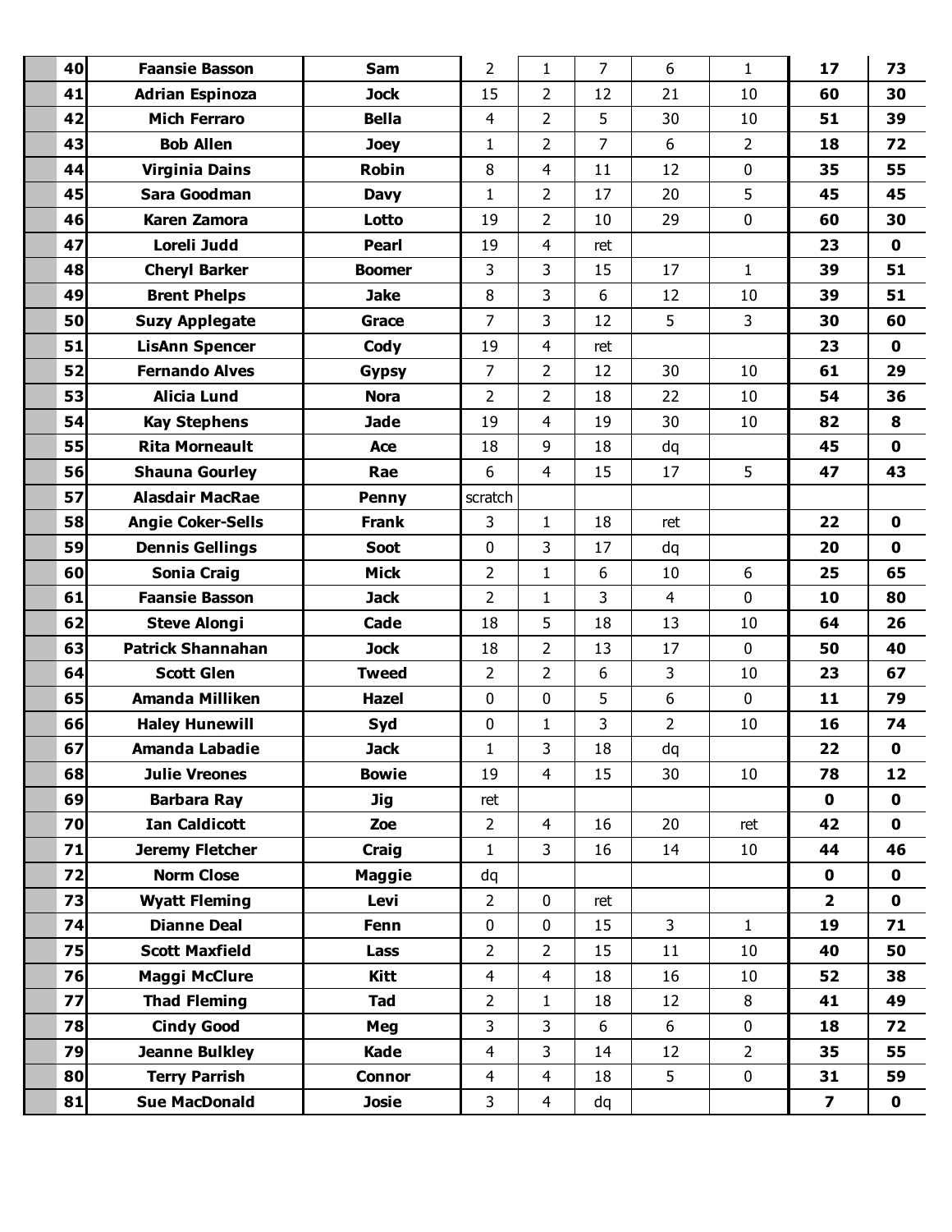| | # | Handler | Dog | | | | | | | |
|---|---|---|---|---|---|---|---|---|---|---|
| | **40** | **Faansie Basson** | **Sam** | 2 | 1 | 7 | 6 | 1 | **17** | **73** |
| | **41** | **Adrian Espinoza** | **Jock** | 15 | 2 | 12 | 21 | 10 | **60** | **30** |
| | **42** | **Mich Ferraro** | **Bella** | 4 | 2 | 5 | 30 | 10 | **51** | **39** |
| | **43** | **Bob Allen** | **Joey** | 1 | 2 | 7 | 6 | 2 | **18** | **72** |
| | **44** | **Virginia Dains** | **Robin** | 8 | 4 | 11 | 12 | 0 | **35** | **55** |
| | **45** | **Sara Goodman** | **Davy** | 1 | 2 | 17 | 20 | 5 | **45** | **45** |
| | **46** | **Karen Zamora** | **Lotto** | 19 | 2 | 10 | 29 | 0 | **60** | **30** |
| | **47** | **Loreli Judd** | **Pearl** | 19 | 4 | ret | | | **23** | **0** |
| | **48** | **Cheryl Barker** | **Boomer** | 3 | 3 | 15 | 17 | 1 | **39** | **51** |
| | **49** | **Brent Phelps** | **Jake** | 8 | 3 | 6 | 12 | 10 | **39** | **51** |
| | **50** | **Suzy Applegate** | **Grace** | 7 | 3 | 12 | 5 | 3 | **30** | **60** |
| | **51** | **LisAnn Spencer** | **Cody** | 19 | 4 | ret | | | **23** | **0** |
| | **52** | **Fernando Alves** | **Gypsy** | 7 | 2 | 12 | 30 | 10 | **61** | **29** |
| | **53** | **Alicia Lund** | **Nora** | 2 | 2 | 18 | 22 | 10 | **54** | **36** |
| | **54** | **Kay Stephens** | **Jade** | 19 | 4 | 19 | 30 | 10 | **82** | **8** |
| | **55** | **Rita Morneault** | **Ace** | 18 | 9 | 18 | dq | | **45** | **0** |
| | **56** | **Shauna Gourley** | **Rae** | 6 | 4 | 15 | 17 | 5 | **47** | **43** |
| | **57** | **Alasdair MacRae** | **Penny** | scratch | | | | | | |
| | **58** | **Angie Coker-Sells** | **Frank** | 3 | 1 | 18 | ret | | **22** | **0** |
| | **59** | **Dennis Gellings** | **Soot** | 0 | 3 | 17 | dq | | **20** | **0** |
| | **60** | **Sonia Craig** | **Mick** | 2 | 1 | 6 | 10 | 6 | **25** | **65** |
| | **61** | **Faansie Basson** | **Jack** | 2 | 1 | 3 | 4 | 0 | **10** | **80** |
| | **62** | **Steve Alongi** | **Cade** | 18 | 5 | 18 | 13 | 10 | **64** | **26** |
| | **63** | **Patrick Shannahan** | **Jock** | 18 | 2 | 13 | 17 | 0 | **50** | **40** |
| | **64** | **Scott Glen** | **Tweed** | 2 | 2 | 6 | 3 | 10 | **23** | **67** |
| | **65** | **Amanda Milliken** | **Hazel** | 0 | 0 | 5 | 6 | 0 | **11** | **79** |
| | **66** | **Haley Hunewill** | **Syd** | 0 | 1 | 3 | 2 | 10 | **16** | **74** |
| | **67** | **Amanda Labadie** | **Jack** | 1 | 3 | 18 | dq | | **22** | **0** |
| | **68** | **Julie Vreones** | **Bowie** | 19 | 4 | 15 | 30 | 10 | **78** | **12** |
| | **69** | **Barbara Ray** | **Jig** | ret | | | | | **0** | **0** |
| | **70** | **Ian Caldicott** | **Zoe** | 2 | 4 | 16 | 20 | ret | **42** | **0** |
| | **71** | **Jeremy Fletcher** | **Craig** | 1 | 3 | 16 | 14 | 10 | **44** | **46** |
| | **72** | **Norm Close** | **Maggie** | dq | | | | | **0** | **0** |
| | **73** | **Wyatt Fleming** | **Levi** | 2 | 0 | ret | | | **2** | **0** |
| | **74** | **Dianne Deal** | **Fenn** | 0 | 0 | 15 | 3 | 1 | **19** | **71** |
| | **75** | **Scott Maxfield** | **Lass** | 2 | 2 | 15 | 11 | 10 | **40** | **50** |
| | **76** | **Maggi McClure** | **Kitt** | 4 | 4 | 18 | 16 | 10 | **52** | **38** |
| | **77** | **Thad Fleming** | **Tad** | 2 | 1 | 18 | 12 | 8 | **41** | **49** |
| | **78** | **Cindy Good** | **Meg** | 3 | 3 | 6 | 6 | 0 | **18** | **72** |
| | **79** | **Jeanne Bulkley** | **Kade** | 4 | 3 | 14 | 12 | 2 | **35** | **55** |
| | **80** | **Terry Parrish** | **Connor** | 4 | 4 | 18 | 5 | 0 | **31** | **59** |
| | **81** | **Sue MacDonald** | **Josie** | 3 | 4 | dq | | | **7** | **0** |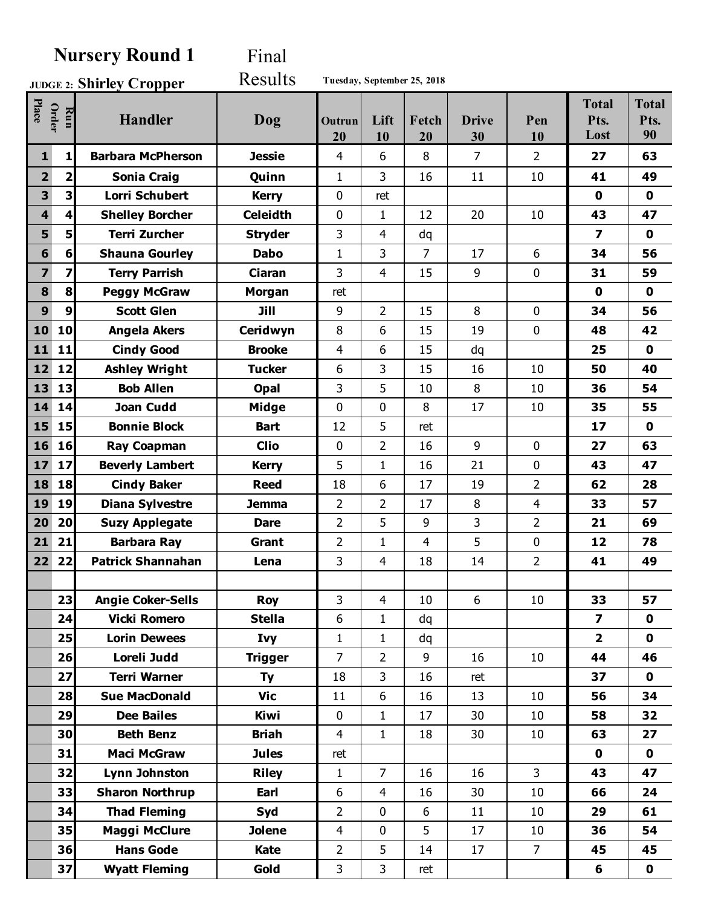# Nursery Round 1

**JUDGE 2: Shirley Cropper**

Final Results

**Tuesday, September 25, 2018**

| Place | Run Order | Handler | Dog | Outrun 20 | Lift 10 | Fetch 20 | Drive 30 | Pen 10 | Total Pts. Lost | Total Pts. 90 |
|---|---|---|---|---|---|---|---|---|---|---|
| 1 | 1 | Barbara McPherson | Jessie | 4 | 6 | 8 | 7 | 2 | 27 | 63 |
| 2 | 2 | Sonia Craig | Quinn | 1 | 3 | 16 | 11 | 10 | 41 | 49 |
| 3 | 3 | Lorri Schubert | Kerry | 0 | ret | | | | 0 | 0 |
| 4 | 4 | Shelley Borcher | Celeidth | 0 | 1 | 12 | 20 | 10 | 43 | 47 |
| 5 | 5 | Terri Zurcher | Stryder | 3 | 4 | dq | | | 7 | 0 |
| 6 | 6 | Shauna Gourley | Dabo | 1 | 3 | 7 | 17 | 6 | 34 | 56 |
| 7 | 7 | Terry Parrish | Ciaran | 3 | 4 | 15 | 9 | 0 | 31 | 59 |
| 8 | 8 | Peggy McGraw | Morgan | ret | | | | | 0 | 0 |
| 9 | 9 | Scott Glen | Jill | 9 | 2 | 15 | 8 | 0 | 34 | 56 |
| 10 | 10 | Angela Akers | Ceridwyn | 8 | 6 | 15 | 19 | 0 | 48 | 42 |
| 11 | 11 | Cindy Good | Brooke | 4 | 6 | 15 | dq | | 25 | 0 |
| 12 | 12 | Ashley Wright | Tucker | 6 | 3 | 15 | 16 | 10 | 50 | 40 |
| 13 | 13 | Bob Allen | Opal | 3 | 5 | 10 | 8 | 10 | 36 | 54 |
| 14 | 14 | Joan Cudd | Midge | 0 | 0 | 8 | 17 | 10 | 35 | 55 |
| 15 | 15 | Bonnie Block | Bart | 12 | 5 | ret | | | 17 | 0 |
| 16 | 16 | Ray Coapman | Clio | 0 | 2 | 16 | 9 | 0 | 27 | 63 |
| 17 | 17 | Beverly Lambert | Kerry | 5 | 1 | 16 | 21 | 0 | 43 | 47 |
| 18 | 18 | Cindy Baker | Reed | 18 | 6 | 17 | 19 | 2 | 62 | 28 |
| 19 | 19 | Diana Sylvestre | Jemma | 2 | 2 | 17 | 8 | 4 | 33 | 57 |
| 20 | 20 | Suzy Applegate | Dare | 2 | 5 | 9 | 3 | 2 | 21 | 69 |
| 21 | 21 | Barbara Ray | Grant | 2 | 1 | 4 | 5 | 0 | 12 | 78 |
| 22 | 22 | Patrick Shannahan | Lena | 3 | 4 | 18 | 14 | 2 | 41 | 49 |
| | | | | | | | | | | |
| | 23 | Angie Coker-Sells | Roy | 3 | 4 | 10 | 6 | 10 | 33 | 57 |
| | 24 | Vicki Romero | Stella | 6 | 1 | dq | | | 7 | 0 |
| | 25 | Lorin Dewees | Ivy | 1 | 1 | dq | | | 2 | 0 |
| | 26 | Loreli Judd | Trigger | 7 | 2 | 9 | 16 | 10 | 44 | 46 |
| | 27 | Terri Warner | Ty | 18 | 3 | 16 | ret | | 37 | 0 |
| | 28 | Sue MacDonald | Vic | 11 | 6 | 16 | 13 | 10 | 56 | 34 |
| | 29 | Dee Bailes | Kiwi | 0 | 1 | 17 | 30 | 10 | 58 | 32 |
| | 30 | Beth Benz | Briah | 4 | 1 | 18 | 30 | 10 | 63 | 27 |
| | 31 | Maci McGraw | Jules | ret | | | | | 0 | 0 |
| | 32 | Lynn Johnston | Riley | 1 | 7 | 16 | 16 | 3 | 43 | 47 |
| | 33 | Sharon Northrup | Earl | 6 | 4 | 16 | 30 | 10 | 66 | 24 |
| | 34 | Thad Fleming | Syd | 2 | 0 | 6 | 11 | 10 | 29 | 61 |
| | 35 | Maggi McClure | Jolene | 4 | 0 | 5 | 17 | 10 | 36 | 54 |
| | 36 | Hans Gode | Kate | 2 | 5 | 14 | 17 | 7 | 45 | 45 |
| | 37 | Wyatt Fleming | Gold | 3 | 3 | ret | | | 6 | 0 |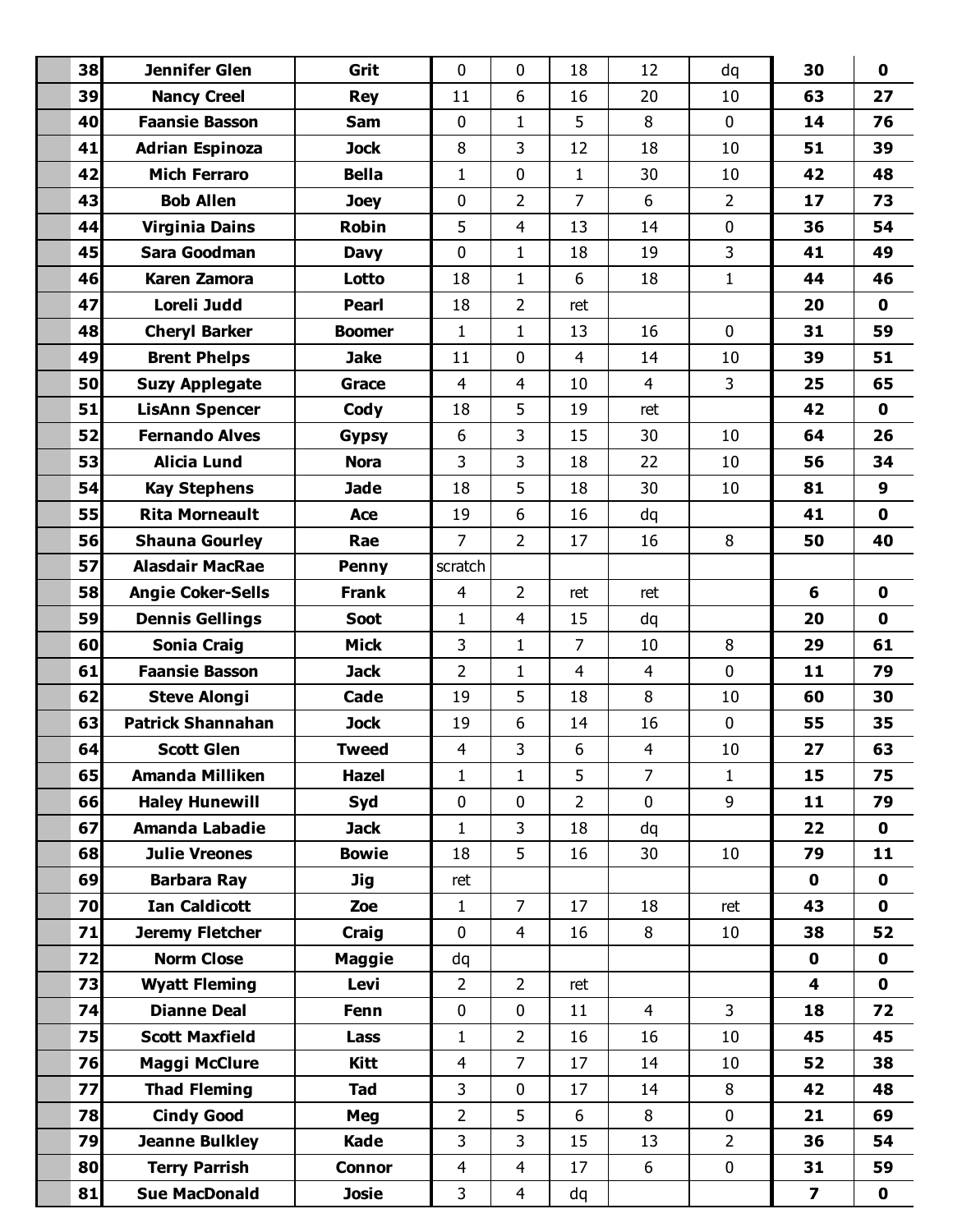| | | | | | | | | | | |
|---|---|---|---|---|---|---|---|---|---|---|
| | **38** | **Jennifer Glen** | **Grit** | 0 | 0 | 18 | 12 | dq | **30** | **0** |
| | **39** | **Nancy Creel** | **Rey** | 11 | 6 | 16 | 20 | 10 | **63** | **27** |
| | **40** | **Faansie Basson** | **Sam** | 0 | 1 | 5 | 8 | 0 | **14** | **76** |
| | **41** | **Adrian Espinoza** | **Jock** | 8 | 3 | 12 | 18 | 10 | **51** | **39** |
| | **42** | **Mich Ferraro** | **Bella** | 1 | 0 | 1 | 30 | 10 | **42** | **48** |
| | **43** | **Bob Allen** | **Joey** | 0 | 2 | 7 | 6 | 2 | **17** | **73** |
| | **44** | **Virginia Dains** | **Robin** | 5 | 4 | 13 | 14 | 0 | **36** | **54** |
| | **45** | **Sara Goodman** | **Davy** | 0 | 1 | 18 | 19 | 3 | **41** | **49** |
| | **46** | **Karen Zamora** | **Lotto** | 18 | 1 | 6 | 18 | 1 | **44** | **46** |
| | **47** | **Loreli Judd** | **Pearl** | 18 | 2 | ret | | | **20** | **0** |
| | **48** | **Cheryl Barker** | **Boomer** | 1 | 1 | 13 | 16 | 0 | **31** | **59** |
| | **49** | **Brent Phelps** | **Jake** | 11 | 0 | 4 | 14 | 10 | **39** | **51** |
| | **50** | **Suzy Applegate** | **Grace** | 4 | 4 | 10 | 4 | 3 | **25** | **65** |
| | **51** | **LisAnn Spencer** | **Cody** | 18 | 5 | 19 | ret | | **42** | **0** |
| | **52** | **Fernando Alves** | **Gypsy** | 6 | 3 | 15 | 30 | 10 | **64** | **26** |
| | **53** | **Alicia Lund** | **Nora** | 3 | 3 | 18 | 22 | 10 | **56** | **34** |
| | **54** | **Kay Stephens** | **Jade** | 18 | 5 | 18 | 30 | 10 | **81** | **9** |
| | **55** | **Rita Morneault** | **Ace** | 19 | 6 | 16 | dq | | **41** | **0** |
| | **56** | **Shauna Gourley** | **Rae** | 7 | 2 | 17 | 16 | 8 | **50** | **40** |
| | **57** | **Alasdair MacRae** | **Penny** | scratch | | | | | | |
| | **58** | **Angie Coker-Sells** | **Frank** | 4 | 2 | ret | ret | | **6** | **0** |
| | **59** | **Dennis Gellings** | **Soot** | 1 | 4 | 15 | dq | | **20** | **0** |
| | **60** | **Sonia Craig** | **Mick** | 3 | 1 | 7 | 10 | 8 | **29** | **61** |
| | **61** | **Faansie Basson** | **Jack** | 2 | 1 | 4 | 4 | 0 | **11** | **79** |
| | **62** | **Steve Alongi** | **Cade** | 19 | 5 | 18 | 8 | 10 | **60** | **30** |
| | **63** | **Patrick Shannahan** | **Jock** | 19 | 6 | 14 | 16 | 0 | **55** | **35** |
| | **64** | **Scott Glen** | **Tweed** | 4 | 3 | 6 | 4 | 10 | **27** | **63** |
| | **65** | **Amanda Milliken** | **Hazel** | 1 | 1 | 5 | 7 | 1 | **15** | **75** |
| | **66** | **Haley Hunewill** | **Syd** | 0 | 0 | 2 | 0 | 9 | **11** | **79** |
| | **67** | **Amanda Labadie** | **Jack** | 1 | 3 | 18 | dq | | **22** | **0** |
| | **68** | **Julie Vreones** | **Bowie** | 18 | 5 | 16 | 30 | 10 | **79** | **11** |
| | **69** | **Barbara Ray** | **Jig** | ret | | | | | **0** | **0** |
| | **70** | **Ian Caldicott** | **Zoe** | 1 | 7 | 17 | 18 | ret | **43** | **0** |
| | **71** | **Jeremy Fletcher** | **Craig** | 0 | 4 | 16 | 8 | 10 | **38** | **52** |
| | **72** | **Norm Close** | **Maggie** | dq | | | | | **0** | **0** |
| | **73** | **Wyatt Fleming** | **Levi** | 2 | 2 | ret | | | **4** | **0** |
| | **74** | **Dianne Deal** | **Fenn** | 0 | 0 | 11 | 4 | 3 | **18** | **72** |
| | **75** | **Scott Maxfield** | **Lass** | 1 | 2 | 16 | 16 | 10 | **45** | **45** |
| | **76** | **Maggi McClure** | **Kitt** | 4 | 7 | 17 | 14 | 10 | **52** | **38** |
| | **77** | **Thad Fleming** | **Tad** | 3 | 0 | 17 | 14 | 8 | **42** | **48** |
| | **78** | **Cindy Good** | **Meg** | 2 | 5 | 6 | 8 | 0 | **21** | **69** |
| | **79** | **Jeanne Bulkley** | **Kade** | 3 | 3 | 15 | 13 | 2 | **36** | **54** |
| | **80** | **Terry Parrish** | **Connor** | 4 | 4 | 17 | 6 | 0 | **31** | **59** |
| | **81** | **Sue MacDonald** | **Josie** | 3 | 4 | dq | | | **7** | **0** |